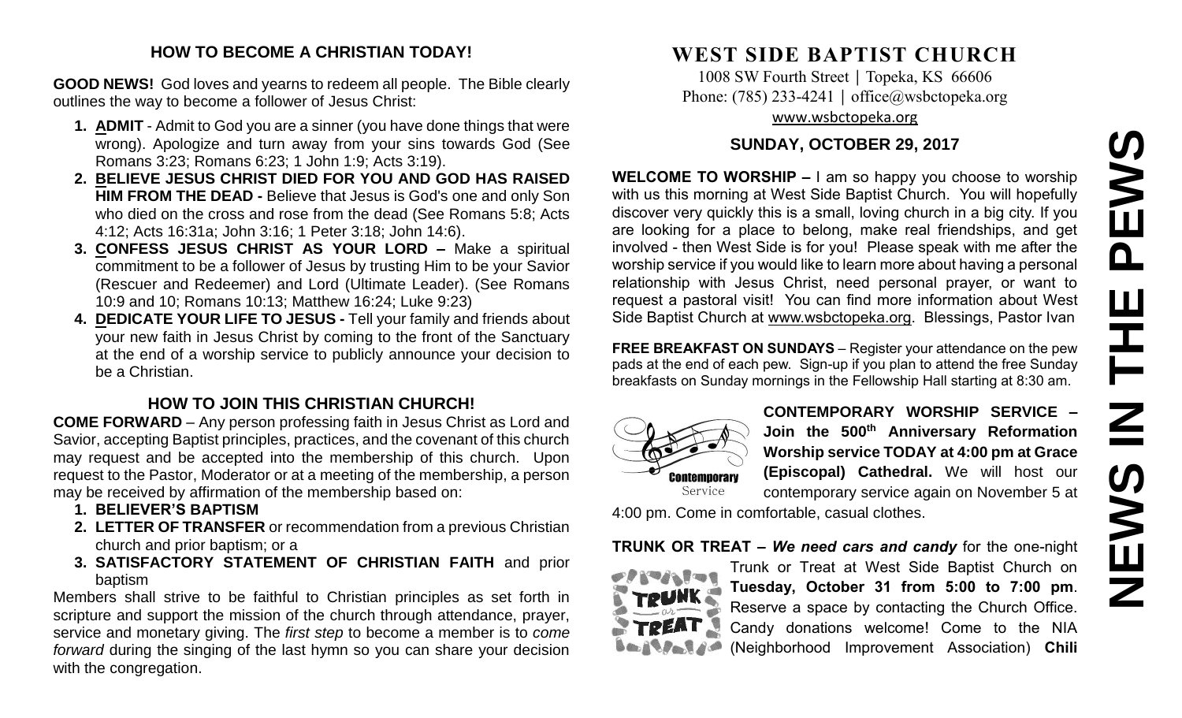## HOW TO BECOME A CHRISTIAN TODAY!

**GOOD NEWS!** God loves and yearns to redeem all people. The Bible clearly outlines the way to become a follower of Jesus Christ:

1. **ADMIT** - Admit to God you are a sinner (you have done things that were wrong). Apologize and turn away from your sins towards God (See Romans 3:23; Romans 6:23; 1 John 1:9; Acts 3:19).
2. **BELIEVE JESUS CHRIST DIED FOR YOU AND GOD HAS RAISED HIM FROM THE DEAD -** Believe that Jesus is God's one and only Son who died on the cross and rose from the dead (See Romans 5:8; Acts 4:12; Acts 16:31a; John 3:16; 1 Peter 3:18; John 14:6).
3. **CONFESS JESUS CHRIST AS YOUR LORD –** Make a spiritual commitment to be a follower of Jesus by trusting Him to be your Savior (Rescuer and Redeemer) and Lord (Ultimate Leader). (See Romans 10:9 and 10; Romans 10:13; Matthew 16:24; Luke 9:23)
4. **DEDICATE YOUR LIFE TO JESUS -** Tell your family and friends about your new faith in Jesus Christ by coming to the front of the Sanctuary at the end of a worship service to publicly announce your decision to be a Christian.

## HOW TO JOIN THIS CHRISTIAN CHURCH!

**COME FORWARD** – Any person professing faith in Jesus Christ as Lord and Savior, accepting Baptist principles, practices, and the covenant of this church may request and be accepted into the membership of this church. Upon request to the Pastor, Moderator or at a meeting of the membership, a person may be received by affirmation of the membership based on:

1. **BELIEVER'S BAPTISM**
2. **LETTER OF TRANSFER** or recommendation from a previous Christian church and prior baptism; or a
3. **SATISFACTORY STATEMENT OF CHRISTIAN FAITH** and prior baptism

Members shall strive to be faithful to Christian principles as set forth in scripture and support the mission of the church through attendance, prayer, service and monetary giving. The *first step* to become a member is to *come forward* during the singing of the last hymn so you can share your decision with the congregation.

# WEST SIDE BAPTIST CHURCH

1008 SW Fourth Street | Topeka, KS 66606
Phone: (785) 233-4241 | office@wsbctopeka.org
www.wsbctopeka.org

### SUNDAY, OCTOBER 29, 2017

**WELCOME TO WORSHIP –** I am so happy you choose to worship with us this morning at West Side Baptist Church. You will hopefully discover very quickly this is a small, loving church in a big city. If you are looking for a place to belong, make real friendships, and get involved - then West Side is for you! Please speak with me after the worship service if you would like to learn more about having a personal relationship with Jesus Christ, need personal prayer, or want to request a pastoral visit! You can find more information about West Side Baptist Church at www.wsbctopeka.org. Blessings, Pastor Ivan

**FREE BREAKFAST ON SUNDAYS** – Register your attendance on the pew pads at the end of each pew. Sign-up if you plan to attend the free Sunday breakfasts on Sunday mornings in the Fellowship Hall starting at 8:30 am.

**CONTEMPORARY WORSHIP SERVICE – Join the 500th Anniversary Reformation Worship service TODAY at 4:00 pm at Grace (Episcopal) Cathedral.** We will host our contemporary service again on November 5 at 4:00 pm. Come in comfortable, casual clothes.

**TRUNK OR TREAT –** ***We need cars and candy*** for the one-night Trunk or Treat at West Side Baptist Church on **Tuesday, October 31 from 5:00 to 7:00 pm**. Reserve a space by contacting the Church Office. Candy donations welcome! Come to the NIA (Neighborhood Improvement Association) **Chili**

# NEWS IN THE PEWS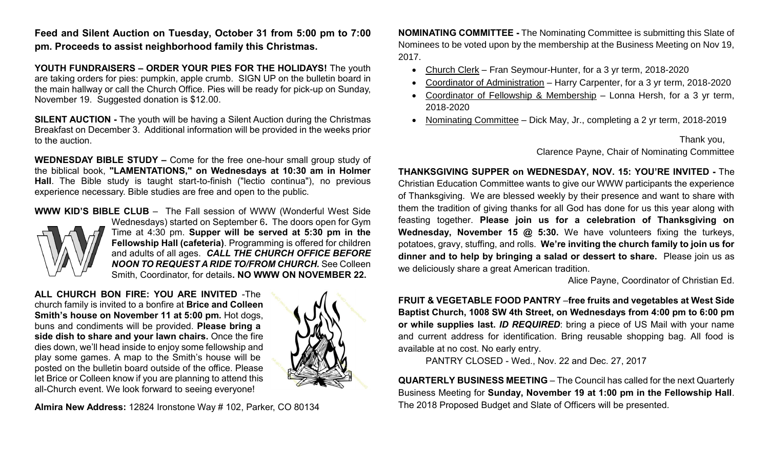**Feed and Silent Auction on Tuesday, October 31 from 5:00 pm to 7:00 pm. Proceeds to assist neighborhood family this Christmas.**

**YOUTH FUNDRAISERS – ORDER YOUR PIES FOR THE HOLIDAYS!** The youth are taking orders for pies: pumpkin, apple crumb. SIGN UP on the bulletin board in the main hallway or call the Church Office. Pies will be ready for pick-up on Sunday, November 19. Suggested donation is $12.00.

**SILENT AUCTION -** The youth will be having a Silent Auction during the Christmas Breakfast on December 3. Additional information will be provided in the weeks prior to the auction.

**WEDNESDAY BIBLE STUDY –** Come for the free one-hour small group study of the biblical book, **"LAMENTATIONS," on Wednesdays at 10:30 am in Holmer Hall**. The Bible study is taught start-to-finish ("lectio continua"), no previous experience necessary. Bible studies are free and open to the public.

**WWW KID'S BIBLE CLUB** – The Fall session of WWW (Wonderful West Side Wednesdays) started on September 6**.** The doors open for Gym Time at 4:30 pm. **Supper will be served at 5:30 pm in the Fellowship Hall (cafeteria)**. Programming is offered for children and adults of all ages. ***CALL THE CHURCH OFFICE BEFORE NOON TO REQUEST A RIDE TO/FROM CHURCH.*** See Colleen Smith, Coordinator, for details**. NO WWW ON NOVEMBER 22.**

**ALL CHURCH BON FIRE: YOU ARE INVITED** -The church family is invited to a bonfire at **Brice and Colleen Smith's house on November 11 at 5:00 pm.** Hot dogs, buns and condiments will be provided. **Please bring a side dish to share and your lawn chairs.** Once the fire dies down, we'll head inside to enjoy some fellowship and play some games. A map to the Smith's house will be posted on the bulletin board outside of the office. Please let Brice or Colleen know if you are planning to attend this all-Church event. We look forward to seeing everyone!

**Almira New Address:** 12824 Ironstone Way # 102, Parker, CO 80134

**NOMINATING COMMITTEE -** The Nominating Committee is submitting this Slate of Nominees to be voted upon by the membership at the Business Meeting on Nov 19, 2017.

- Church Clerk – Fran Seymour-Hunter, for a 3 yr term, 2018-2020
- Coordinator of Administration – Harry Carpenter, for a 3 yr term, 2018-2020
- Coordinator of Fellowship & Membership – Lonna Hersh, for a 3 yr term, 2018-2020
- Nominating Committee – Dick May, Jr., completing a 2 yr term, 2018-2019

Thank you,
Clarence Payne, Chair of Nominating Committee

**THANKSGIVING SUPPER on WEDNESDAY, NOV. 15: YOU'RE INVITED -** The Christian Education Committee wants to give our WWW participants the experience of Thanksgiving. We are blessed weekly by their presence and want to share with them the tradition of giving thanks for all God has done for us this year along with feasting together. **Please join us for a celebration of Thanksgiving on Wednesday, November 15 @ 5:30.** We have volunteers fixing the turkeys, potatoes, gravy, stuffing, and rolls. **We're inviting the church family to join us for dinner and to help by bringing a salad or dessert to share.** Please join us as we deliciously share a great American tradition.

Alice Payne, Coordinator of Christian Ed.

**FRUIT & VEGETABLE FOOD PANTRY** –**free fruits and vegetables at West Side Baptist Church, 1008 SW 4th Street, on Wednesdays from 4:00 pm to 6:00 pm or while supplies last.** ***ID REQUIRED***: bring a piece of US Mail with your name and current address for identification. Bring reusable shopping bag. All food is available at no cost. No early entry.

PANTRY CLOSED - Wed., Nov. 22 and Dec. 27, 2017

**QUARTERLY BUSINESS MEETING** – The Council has called for the next Quarterly Business Meeting for **Sunday, November 19 at 1:00 pm in the Fellowship Hall**. The 2018 Proposed Budget and Slate of Officers will be presented.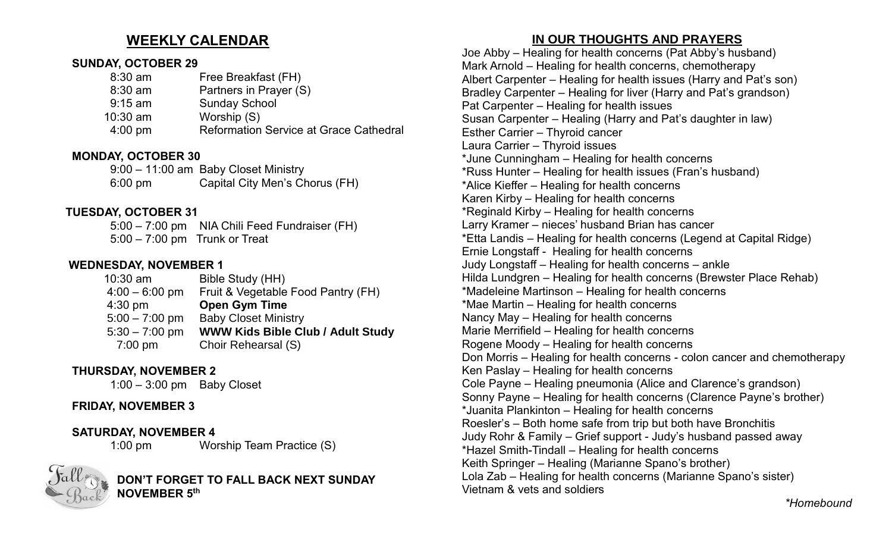## WEEKLY CALENDAR

**SUNDAY, OCTOBER 29**

| | |
|---|---|
| 8:30 am | Free Breakfast (FH) |
| 8:30 am | Partners in Prayer (S) |
| 9:15 am | Sunday School |
| 10:30 am | Worship (S) |
| 4:00 pm | Reformation Service at Grace Cathedral |

**MONDAY, OCTOBER 30**

| | |
|---|---|
| 9:00 – 11:00 am | Baby Closet Ministry |
| 6:00 pm | Capital City Men's Chorus (FH) |

**TUESDAY, OCTOBER 31**

| | |
|---|---|
| 5:00 – 7:00 pm | NIA Chili Feed Fundraiser (FH) |
| 5:00 – 7:00 pm | Trunk or Treat |

**WEDNESDAY, NOVEMBER 1**

| | |
|---|---|
| 10:30 am | Bible Study (HH) |
| 4:00 – 6:00 pm | Fruit & Vegetable Food Pantry (FH) |
| 4:30 pm | **Open Gym Time** |
| 5:00 – 7:00 pm | Baby Closet Ministry |
| 5:30 – 7:00 pm | **WWW Kids Bible Club / Adult Study** |
| 7:00 pm | Choir Rehearsal (S) |

**THURSDAY, NOVEMBER 2**

| | |
|---|---|
| 1:00 – 3:00 pm | Baby Closet |

**FRIDAY, NOVEMBER 3**

**SATURDAY, NOVEMBER 4**

| | |
|---|---|
| 1:00 pm | Worship Team Practice (S) |

**DON'T FORGET TO FALL BACK NEXT SUNDAY NOVEMBER 5th**

## IN OUR THOUGHTS AND PRAYERS

Joe Abby – Healing for health concerns (Pat Abby's husband)
Mark Arnold – Healing for health concerns, chemotherapy
Albert Carpenter – Healing for health issues (Harry and Pat's son)
Bradley Carpenter – Healing for liver (Harry and Pat's grandson)
Pat Carpenter – Healing for health issues
Susan Carpenter – Healing (Harry and Pat's daughter in law)
Esther Carrier – Thyroid cancer
Laura Carrier – Thyroid issues
*June Cunningham – Healing for health concerns
*Russ Hunter – Healing for health issues (Fran's husband)
*Alice Kieffer – Healing for health concerns
Karen Kirby – Healing for health concerns
*Reginald Kirby – Healing for health concerns
Larry Kramer – nieces' husband Brian has cancer
*Etta Landis – Healing for health concerns (Legend at Capital Ridge)
Ernie Longstaff - Healing for health concerns
Judy Longstaff – Healing for health concerns – ankle
Hilda Lundgren – Healing for health concerns (Brewster Place Rehab)
*Madeleine Martinson – Healing for health concerns
*Mae Martin – Healing for health concerns
Nancy May – Healing for health concerns
Marie Merrifield – Healing for health concerns
Rogene Moody – Healing for health concerns
Don Morris – Healing for health concerns - colon cancer and chemotherapy
Ken Paslay – Healing for health concerns
Cole Payne – Healing pneumonia (Alice and Clarence's grandson)
Sonny Payne – Healing for health concerns (Clarence Payne's brother)
*Juanita Plankinton – Healing for health concerns
Roesler's – Both home safe from trip but both have Bronchitis
Judy Rohr & Family – Grief support - Judy's husband passed away
*Hazel Smith-Tindall – Healing for health concerns
Keith Springer – Healing (Marianne Spano's brother)
Lola Zab – Healing for health concerns (Marianne Spano's sister)
Vietnam & vets and soldiers

*\*Homebound*